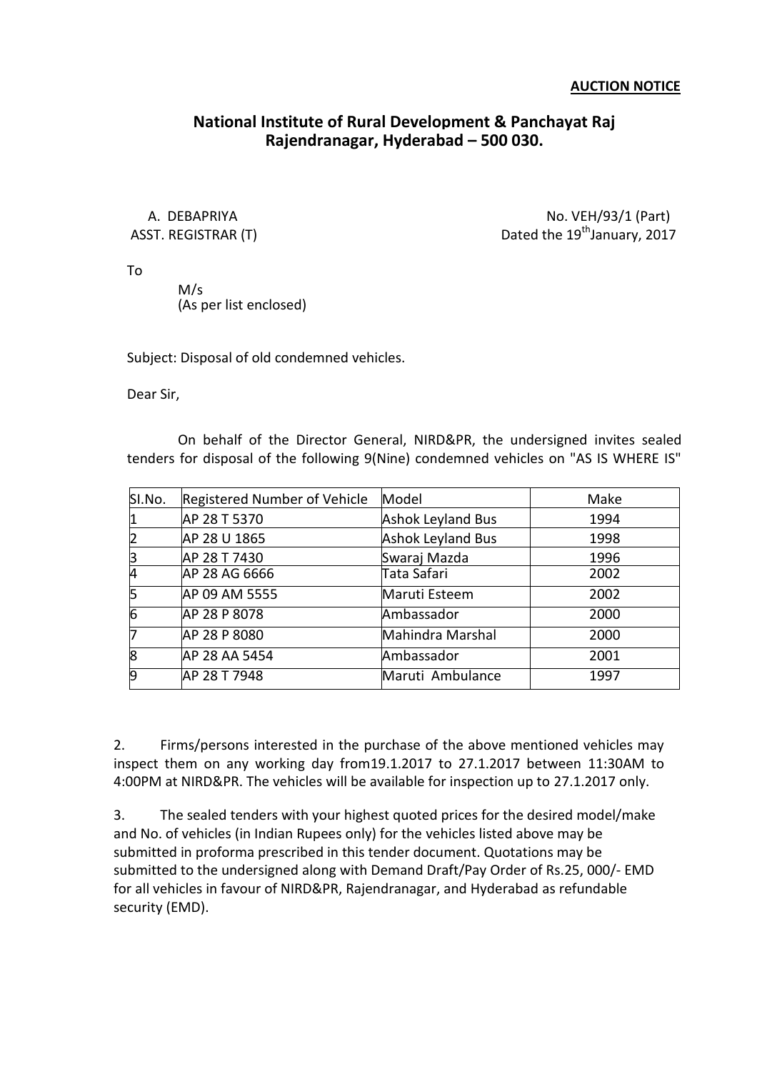**AUCTION NOTICE**

## National Institute of Rural Development & Panchayat Raj
## Rajendranagar, Hyderabad – 500 030.

A. DEBAPRIYA
ASST. REGISTRAR (T)

No. VEH/93/1 (Part)
Dated the 19th January, 2017

To

M/s
(As per list enclosed)

Subject: Disposal of old condemned vehicles.

Dear Sir,

On behalf of the Director General, NIRD&PR, the undersigned invites sealed tenders for disposal of the following 9(Nine) condemned vehicles on "AS IS WHERE IS"

| Sl.No. | Registered Number of Vehicle | Model | Make |
|---|---|---|---|
| 1 | AP 28 T 5370 | Ashok Leyland Bus | 1994 |
| 2 | AP 28 U 1865 | Ashok Leyland Bus | 1998 |
| 3 | AP 28 T 7430 | Swaraj Mazda | 1996 |
| 4 | AP 28 AG 6666 | Tata Safari | 2002 |
| 5 | AP 09 AM 5555 | Maruti Esteem | 2002 |
| 6 | AP 28 P 8078 | Ambassador | 2000 |
| 7 | AP 28 P 8080 | Mahindra Marshal | 2000 |
| 8 | AP 28 AA 5454 | Ambassador | 2001 |
| 9 | AP 28 T 7948 | Maruti Ambulance | 1997 |

2. Firms/persons interested in the purchase of the above mentioned vehicles may inspect them on any working day from19.1.2017 to 27.1.2017 between 11:30AM to 4:00PM at NIRD&PR. The vehicles will be available for inspection up to 27.1.2017 only.

3. The sealed tenders with your highest quoted prices for the desired model/make and No. of vehicles (in Indian Rupees only) for the vehicles listed above may be submitted in proforma prescribed in this tender document. Quotations may be submitted to the undersigned along with Demand Draft/Pay Order of Rs.25, 000/- EMD for all vehicles in favour of NIRD&PR, Rajendranagar, and Hyderabad as refundable security (EMD).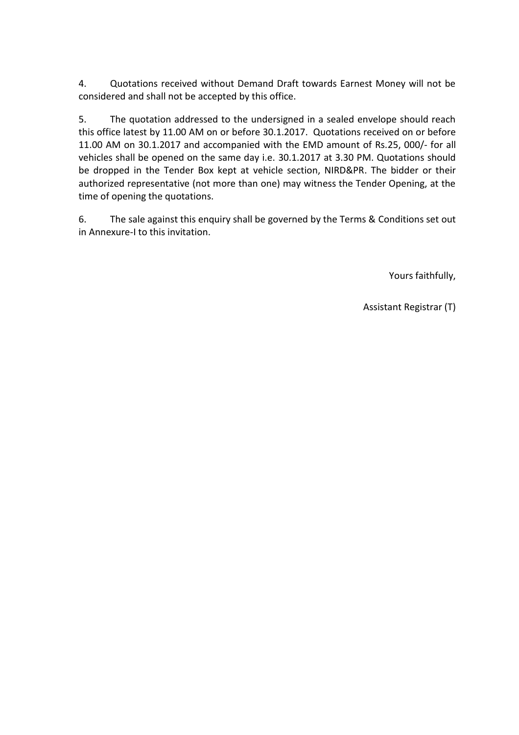4. Quotations received without Demand Draft towards Earnest Money will not be considered and shall not be accepted by this office.

5. The quotation addressed to the undersigned in a sealed envelope should reach this office latest by 11.00 AM on or before 30.1.2017. Quotations received on or before 11.00 AM on 30.1.2017 and accompanied with the EMD amount of Rs.25, 000/- for all vehicles shall be opened on the same day i.e. 30.1.2017 at 3.30 PM. Quotations should be dropped in the Tender Box kept at vehicle section, NIRD&PR. The bidder or their authorized representative (not more than one) may witness the Tender Opening, at the time of opening the quotations.

6. The sale against this enquiry shall be governed by the Terms & Conditions set out in Annexure-I to this invitation.

Yours faithfully,

Assistant Registrar (T)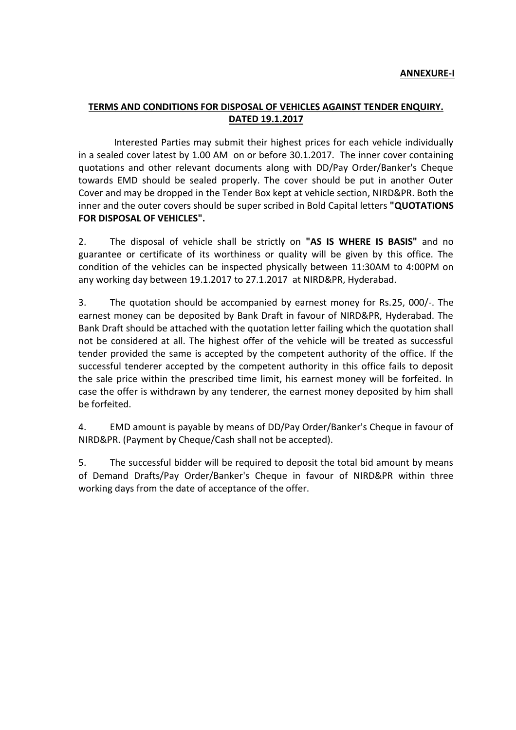**ANNEXURE-I**

## TERMS AND CONDITIONS FOR DISPOSAL OF VEHICLES AGAINST TENDER ENQUIRY. DATED 19.1.2017

Interested Parties may submit their highest prices for each vehicle individually in a sealed cover latest by 1.00 AM on or before 30.1.2017. The inner cover containing quotations and other relevant documents along with DD/Pay Order/Banker's Cheque towards EMD should be sealed properly. The cover should be put in another Outer Cover and may be dropped in the Tender Box kept at vehicle section, NIRD&PR. Both the inner and the outer covers should be super scribed in Bold Capital letters **"QUOTATIONS FOR DISPOSAL OF VEHICLES".**

2. The disposal of vehicle shall be strictly on **"AS IS WHERE IS BASIS"** and no guarantee or certificate of its worthiness or quality will be given by this office. The condition of the vehicles can be inspected physically between 11:30AM to 4:00PM on any working day between 19.1.2017 to 27.1.2017 at NIRD&PR, Hyderabad.

3. The quotation should be accompanied by earnest money for Rs.25, 000/-. The earnest money can be deposited by Bank Draft in favour of NIRD&PR, Hyderabad. The Bank Draft should be attached with the quotation letter failing which the quotation shall not be considered at all. The highest offer of the vehicle will be treated as successful tender provided the same is accepted by the competent authority of the office. If the successful tenderer accepted by the competent authority in this office fails to deposit the sale price within the prescribed time limit, his earnest money will be forfeited. In case the offer is withdrawn by any tenderer, the earnest money deposited by him shall be forfeited.

4. EMD amount is payable by means of DD/Pay Order/Banker's Cheque in favour of NIRD&PR. (Payment by Cheque/Cash shall not be accepted).

5. The successful bidder will be required to deposit the total bid amount by means of Demand Drafts/Pay Order/Banker's Cheque in favour of NIRD&PR within three working days from the date of acceptance of the offer.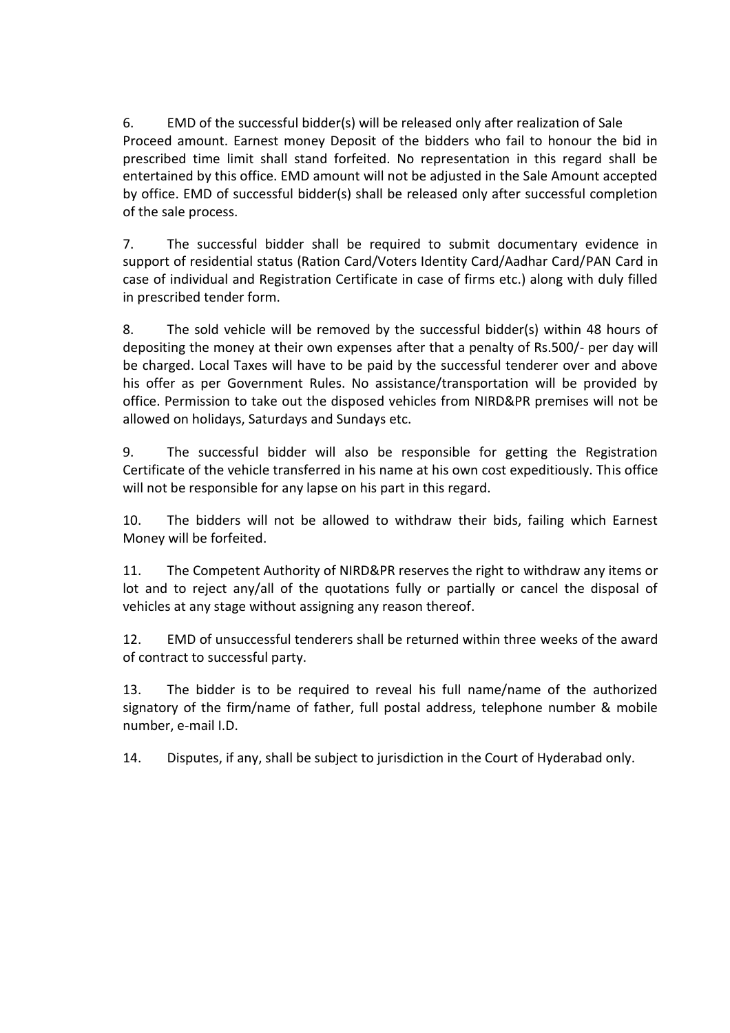6. EMD of the successful bidder(s) will be released only after realization of Sale Proceed amount. Earnest money Deposit of the bidders who fail to honour the bid in prescribed time limit shall stand forfeited. No representation in this regard shall be entertained by this office. EMD amount will not be adjusted in the Sale Amount accepted by office. EMD of successful bidder(s) shall be released only after successful completion of the sale process.

7. The successful bidder shall be required to submit documentary evidence in support of residential status (Ration Card/Voters Identity Card/Aadhar Card/PAN Card in case of individual and Registration Certificate in case of firms etc.) along with duly filled in prescribed tender form.

8. The sold vehicle will be removed by the successful bidder(s) within 48 hours of depositing the money at their own expenses after that a penalty of Rs.500/- per day will be charged. Local Taxes will have to be paid by the successful tenderer over and above his offer as per Government Rules. No assistance/transportation will be provided by office. Permission to take out the disposed vehicles from NIRD&PR premises will not be allowed on holidays, Saturdays and Sundays etc.

9. The successful bidder will also be responsible for getting the Registration Certificate of the vehicle transferred in his name at his own cost expeditiously. This office will not be responsible for any lapse on his part in this regard.

10. The bidders will not be allowed to withdraw their bids, failing which Earnest Money will be forfeited.

11. The Competent Authority of NIRD&PR reserves the right to withdraw any items or lot and to reject any/all of the quotations fully or partially or cancel the disposal of vehicles at any stage without assigning any reason thereof.

12. EMD of unsuccessful tenderers shall be returned within three weeks of the award of contract to successful party.

13. The bidder is to be required to reveal his full name/name of the authorized signatory of the firm/name of father, full postal address, telephone number & mobile number, e-mail I.D.

14. Disputes, if any, shall be subject to jurisdiction in the Court of Hyderabad only.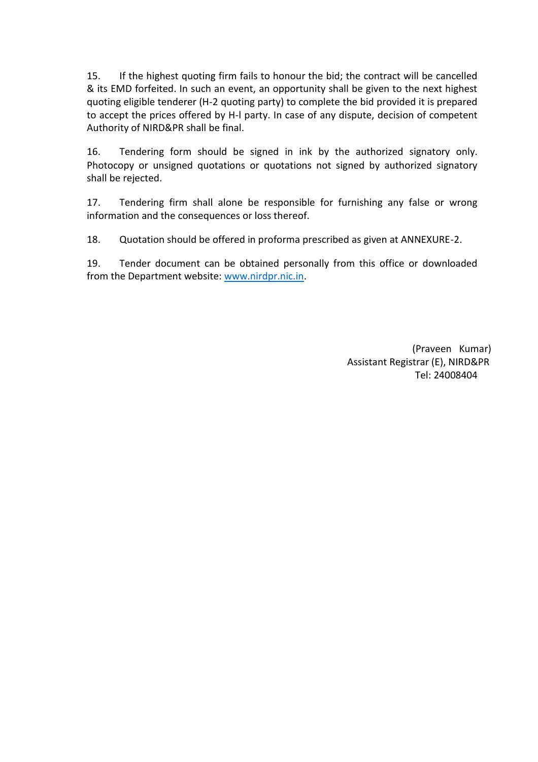15. If the highest quoting firm fails to honour the bid; the contract will be cancelled & its EMD forfeited. In such an event, an opportunity shall be given to the next highest quoting eligible tenderer (H-2 quoting party) to complete the bid provided it is prepared to accept the prices offered by H-l party. In case of any dispute, decision of competent Authority of NIRD&PR shall be final.

16. Tendering form should be signed in ink by the authorized signatory only. Photocopy or unsigned quotations or quotations not signed by authorized signatory shall be rejected.

17. Tendering firm shall alone be responsible for furnishing any false or wrong information and the consequences or loss thereof.

18. Quotation should be offered in proforma prescribed as given at ANNEXURE-2.

19. Tender document can be obtained personally from this office or downloaded from the Department website: [www.nirdpr.nic.in](http://www.nirdpr.nic.in).

(Praveen Kumar)
Assistant Registrar (E), NIRD&PR
Tel: 24008404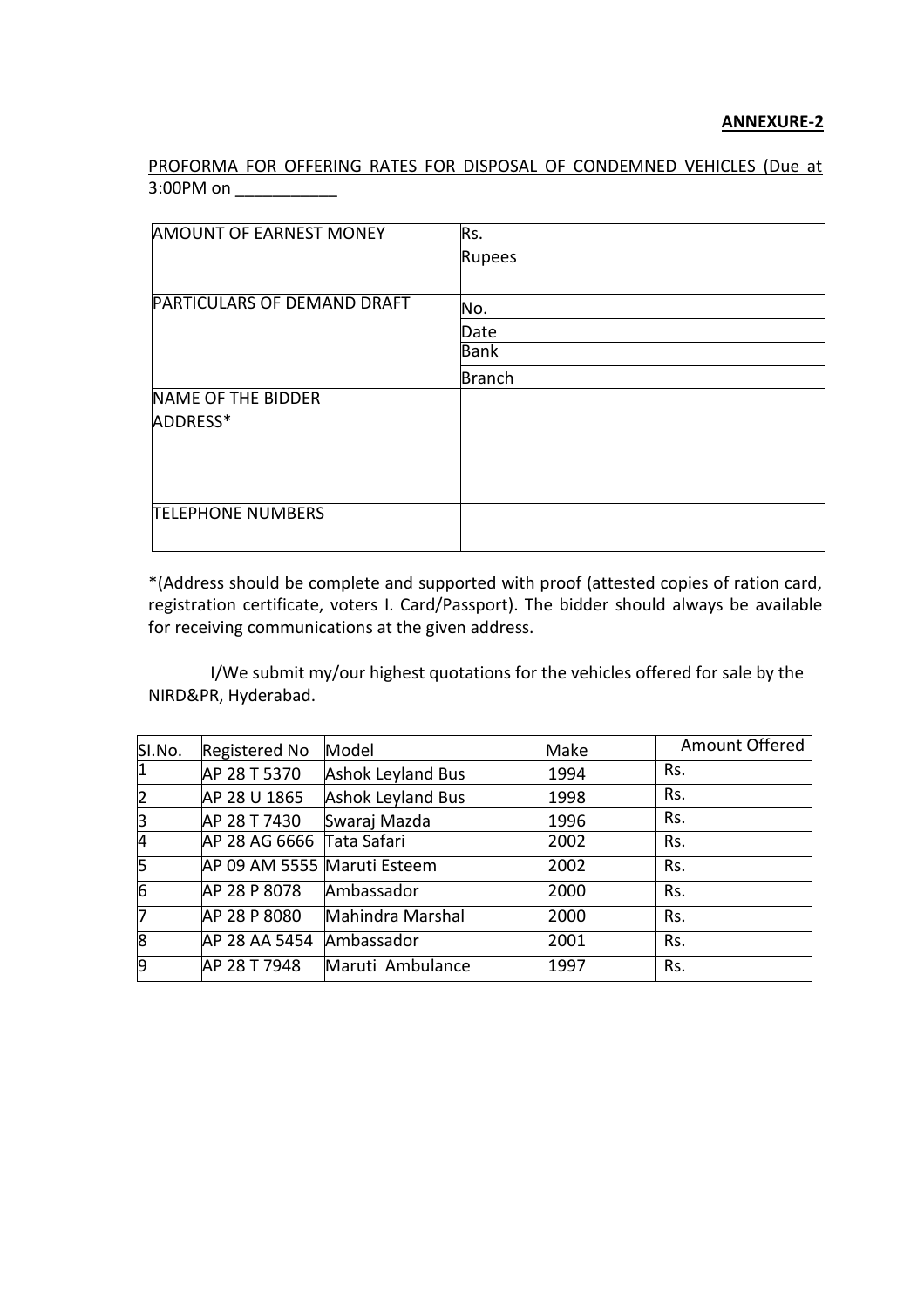**ANNEXURE-2**

PROFORMA FOR OFFERING RATES FOR DISPOSAL OF CONDEMNED VEHICLES (Due at 3:00PM on ___________

| | |
|---|---|
| AMOUNT OF EARNEST MONEY | Rs.<br>Rupees |
| PARTICULARS OF DEMAND DRAFT | No. |
| | Date |
| | Bank |
| | Branch |
| NAME OF THE BIDDER | |
| ADDRESS* | |
| TELEPHONE NUMBERS | |

*(Address should be complete and supported with proof (attested copies of ration card, registration certificate, voters I. Card/Passport). The bidder should always be available for receiving communications at the given address.

I/We submit my/our highest quotations for the vehicles offered for sale by the NIRD&PR, Hyderabad.

| SI.No. | Registered No | Model | Make | Amount Offered |
|---|---|---|---|---|
| 1 | AP 28 T 5370 | Ashok Leyland Bus | 1994 | Rs. |
| 2 | AP 28 U 1865 | Ashok Leyland Bus | 1998 | Rs. |
| 3 | AP 28 T 7430 | Swaraj Mazda | 1996 | Rs. |
| 4 | AP 28 AG 6666 | Tata Safari | 2002 | Rs. |
| 5 | AP 09 AM 5555 | Maruti Esteem | 2002 | Rs. |
| 6 | AP 28 P 8078 | Ambassador | 2000 | Rs. |
| 7 | AP 28 P 8080 | Mahindra Marshal | 2000 | Rs. |
| 8 | AP 28 AA 5454 | Ambassador | 2001 | Rs. |
| 9 | AP 28 T 7948 | Maruti Ambulance | 1997 | Rs. |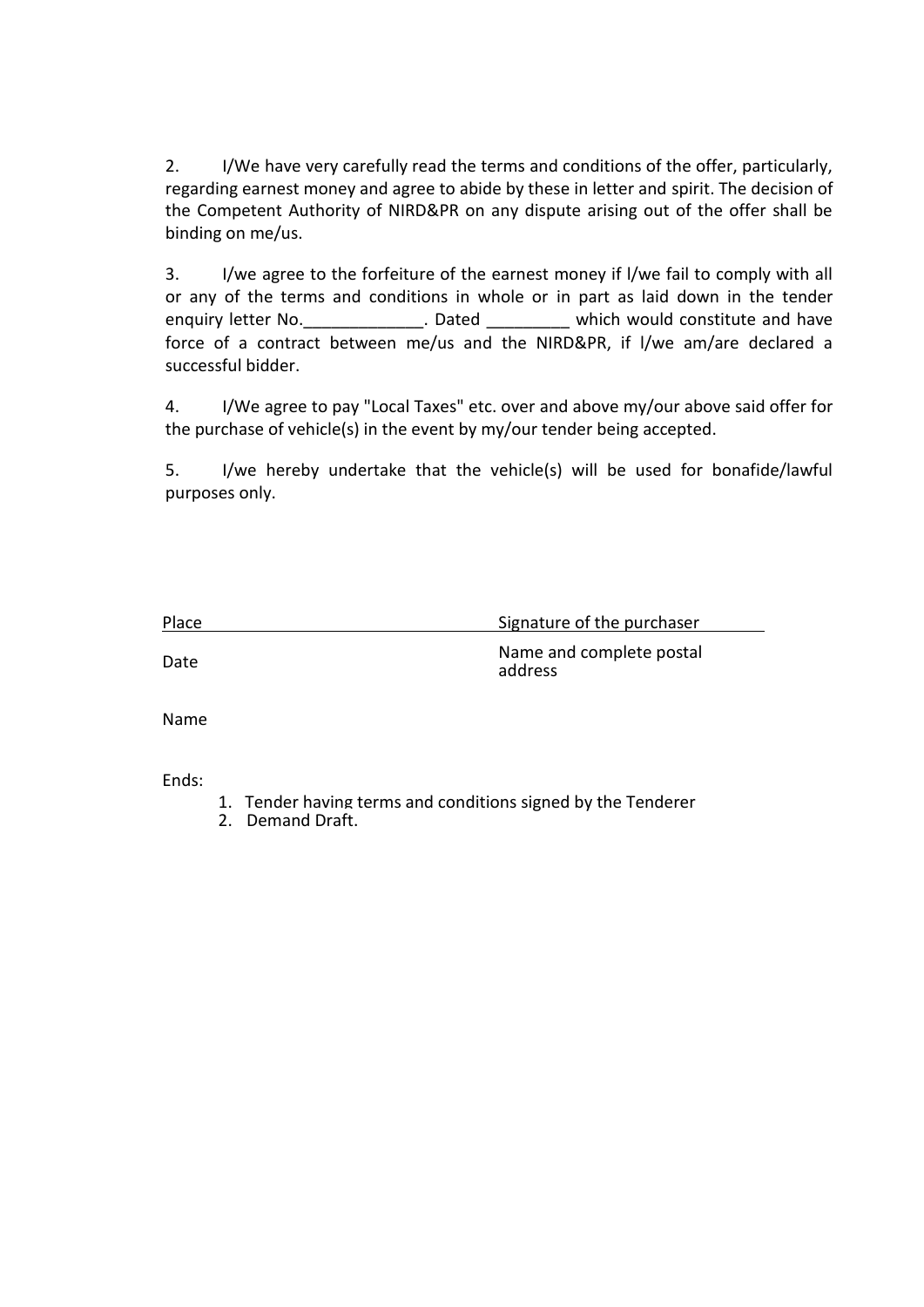2. I/We have very carefully read the terms and conditions of the offer, particularly, regarding earnest money and agree to abide by these in letter and spirit. The decision of the Competent Authority of NIRD&PR on any dispute arising out of the offer shall be binding on me/us.

3. I/we agree to the forfeiture of the earnest money if l/we fail to comply with all or any of the terms and conditions in whole or in part as laid down in the tender enquiry letter No.____________. Dated _________ which would constitute and have force of a contract between me/us and the NIRD&PR, if l/we am/are declared a successful bidder.

4. I/We agree to pay "Local Taxes" etc. over and above my/our above said offer for the purchase of vehicle(s) in the event by my/our tender being accepted.

5. I/we hereby undertake that the vehicle(s) will be used for bonafide/lawful purposes only.

| | |
|---|---|
| Place | Signature of the purchaser |
| Date | Name and complete postal address |

Name

Ends:

1. Tender having terms and conditions signed by the Tenderer
2. Demand Draft.